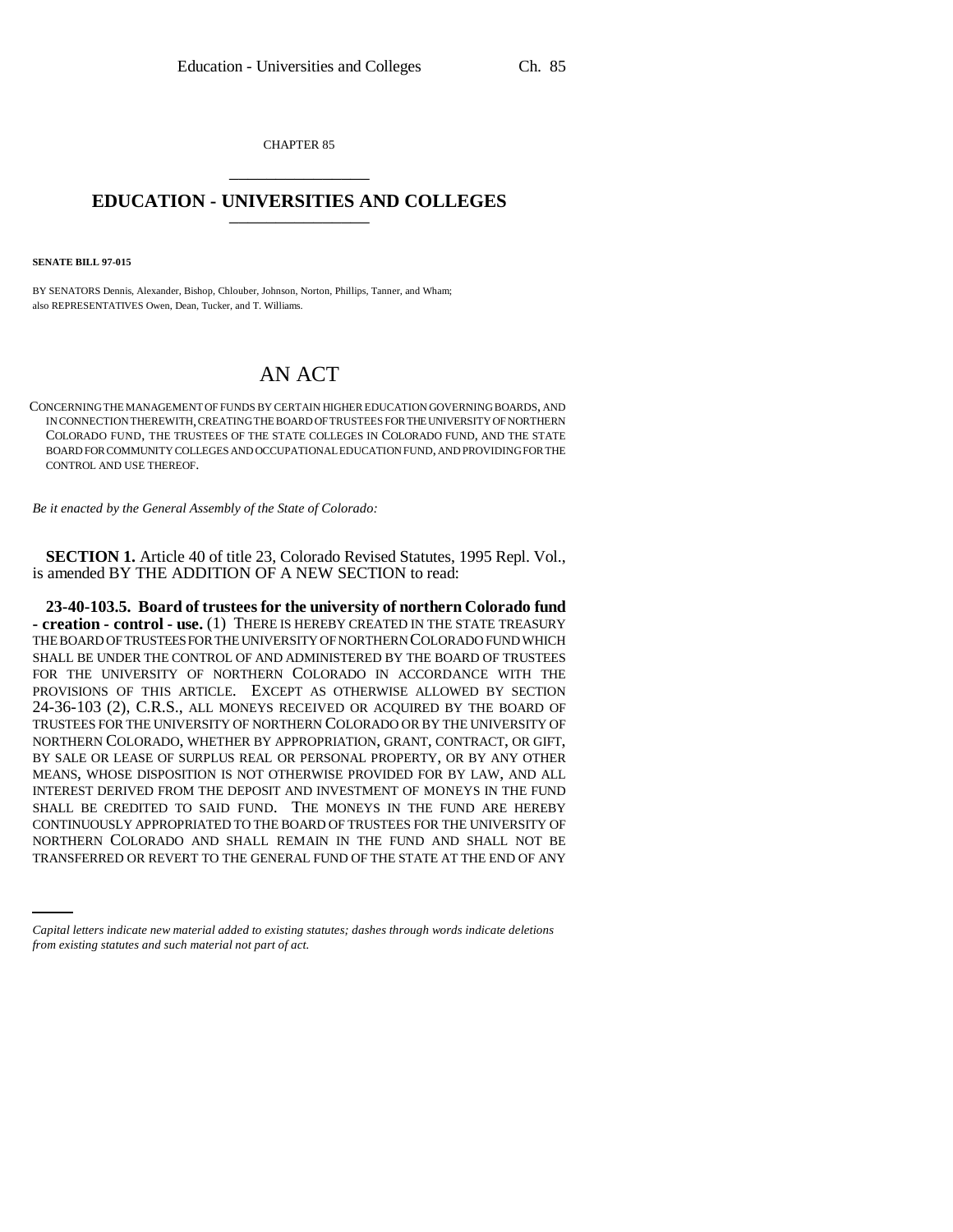CHAPTER 85

# EDUCATION - UNIVERSITIES AND COLLEGES

**SENATE BILL 97-015**

BY SENATORS Dennis, Alexander, Bishop, Chlouber, Johnson, Norton, Phillips, Tanner, and Wham; also REPRESENTATIVES Owen, Dean, Tucker, and T. Williams.

# AN ACT

CONCERNING THE MANAGEMENT OF FUNDS BY CERTAIN HIGHER EDUCATION GOVERNING BOARDS, AND IN CONNECTION THEREWITH, CREATING THE BOARD OF TRUSTEES FOR THE UNIVERSITY OF NORTHERN COLORADO FUND, THE TRUSTEES OF THE STATE COLLEGES IN COLORADO FUND, AND THE STATE BOARD FOR COMMUNITY COLLEGES AND OCCUPATIONAL EDUCATION FUND, AND PROVIDING FOR THE CONTROL AND USE THEREOF.

*Be it enacted by the General Assembly of the State of Colorado:*

**SECTION 1.** Article 40 of title 23, Colorado Revised Statutes, 1995 Repl. Vol., is amended BY THE ADDITION OF A NEW SECTION to read:

**23-40-103.5. Board of trustees for the university of northern Colorado fund - creation - control - use.** (1) THERE IS HEREBY CREATED IN THE STATE TREASURY THE BOARD OF TRUSTEES FOR THE UNIVERSITY OF NORTHERN COLORADO FUND WHICH SHALL BE UNDER THE CONTROL OF AND ADMINISTERED BY THE BOARD OF TRUSTEES FOR THE UNIVERSITY OF NORTHERN COLORADO IN ACCORDANCE WITH THE PROVISIONS OF THIS ARTICLE. EXCEPT AS OTHERWISE ALLOWED BY SECTION 24-36-103 (2), C.R.S., ALL MONEYS RECEIVED OR ACQUIRED BY THE BOARD OF TRUSTEES FOR THE UNIVERSITY OF NORTHERN COLORADO OR BY THE UNIVERSITY OF NORTHERN COLORADO, WHETHER BY APPROPRIATION, GRANT, CONTRACT, OR GIFT, BY SALE OR LEASE OF SURPLUS REAL OR PERSONAL PROPERTY, OR BY ANY OTHER MEANS, WHOSE DISPOSITION IS NOT OTHERWISE PROVIDED FOR BY LAW, AND ALL INTEREST DERIVED FROM THE DEPOSIT AND INVESTMENT OF MONEYS IN THE FUND SHALL BE CREDITED TO SAID FUND. THE MONEYS IN THE FUND ARE HEREBY CONTINUOUSLY APPROPRIATED TO THE BOARD OF TRUSTEES FOR THE UNIVERSITY OF NORTHERN COLORADO AND SHALL REMAIN IN THE FUND AND SHALL NOT BE TRANSFERRED OR REVERT TO THE GENERAL FUND OF THE STATE AT THE END OF ANY

*Capital letters indicate new material added to existing statutes; dashes through words indicate deletions from existing statutes and such material not part of act.*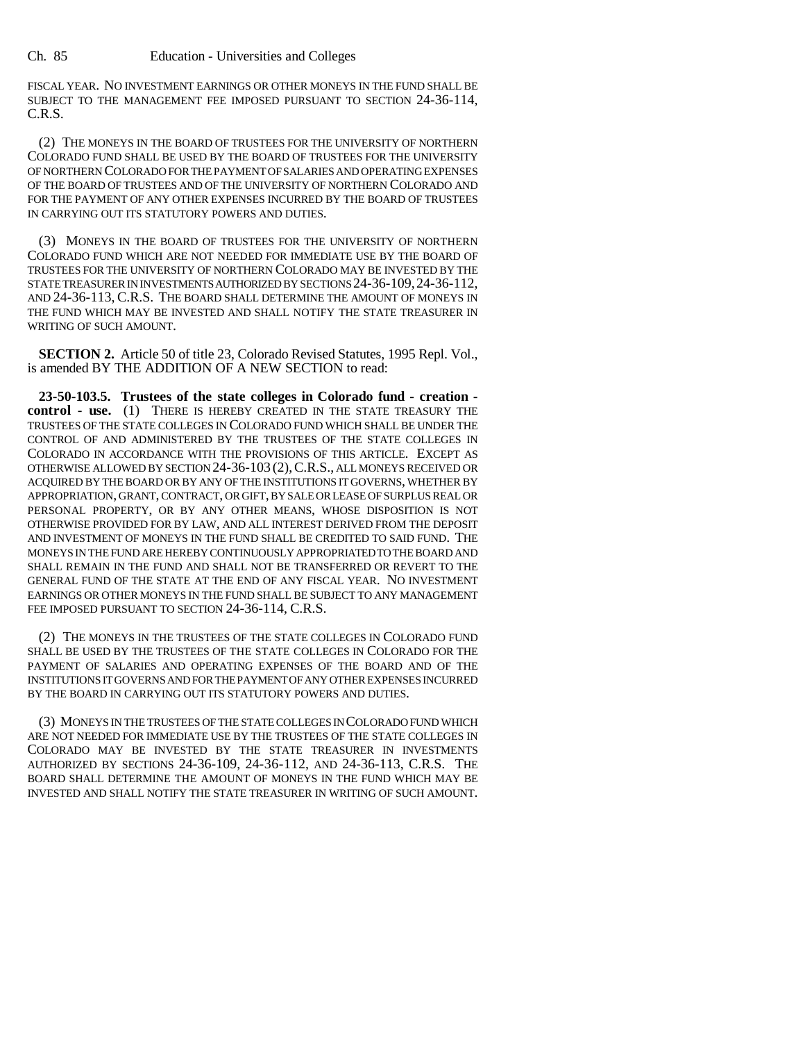FISCAL YEAR. NO INVESTMENT EARNINGS OR OTHER MONEYS IN THE FUND SHALL BE SUBJECT TO THE MANAGEMENT FEE IMPOSED PURSUANT TO SECTION 24-36-114, C.R.S.

(2) THE MONEYS IN THE BOARD OF TRUSTEES FOR THE UNIVERSITY OF NORTHERN COLORADO FUND SHALL BE USED BY THE BOARD OF TRUSTEES FOR THE UNIVERSITY OF NORTHERN COLORADO FOR THE PAYMENT OF SALARIES AND OPERATING EXPENSES OF THE BOARD OF TRUSTEES AND OF THE UNIVERSITY OF NORTHERN COLORADO AND FOR THE PAYMENT OF ANY OTHER EXPENSES INCURRED BY THE BOARD OF TRUSTEES IN CARRYING OUT ITS STATUTORY POWERS AND DUTIES.

(3) MONEYS IN THE BOARD OF TRUSTEES FOR THE UNIVERSITY OF NORTHERN COLORADO FUND WHICH ARE NOT NEEDED FOR IMMEDIATE USE BY THE BOARD OF TRUSTEES FOR THE UNIVERSITY OF NORTHERN COLORADO MAY BE INVESTED BY THE STATE TREASURER IN INVESTMENTS AUTHORIZED BY SECTIONS 24-36-109, 24-36-112, AND 24-36-113, C.R.S. THE BOARD SHALL DETERMINE THE AMOUNT OF MONEYS IN THE FUND WHICH MAY BE INVESTED AND SHALL NOTIFY THE STATE TREASURER IN WRITING OF SUCH AMOUNT.

**SECTION 2.** Article 50 of title 23, Colorado Revised Statutes, 1995 Repl. Vol., is amended BY THE ADDITION OF A NEW SECTION to read:

**23-50-103.5. Trustees of the state colleges in Colorado fund - creation - control - use.** (1) THERE IS HEREBY CREATED IN THE STATE TREASURY THE TRUSTEES OF THE STATE COLLEGES IN COLORADO FUND WHICH SHALL BE UNDER THE CONTROL OF AND ADMINISTERED BY THE TRUSTEES OF THE STATE COLLEGES IN COLORADO IN ACCORDANCE WITH THE PROVISIONS OF THIS ARTICLE. EXCEPT AS OTHERWISE ALLOWED BY SECTION 24-36-103 (2), C.R.S., ALL MONEYS RECEIVED OR ACQUIRED BY THE BOARD OR BY ANY OF THE INSTITUTIONS IT GOVERNS, WHETHER BY APPROPRIATION, GRANT, CONTRACT, OR GIFT, BY SALE OR LEASE OF SURPLUS REAL OR PERSONAL PROPERTY, OR BY ANY OTHER MEANS, WHOSE DISPOSITION IS NOT OTHERWISE PROVIDED FOR BY LAW, AND ALL INTEREST DERIVED FROM THE DEPOSIT AND INVESTMENT OF MONEYS IN THE FUND SHALL BE CREDITED TO SAID FUND. THE MONEYS IN THE FUND ARE HEREBY CONTINUOUSLY APPROPRIATED TO THE BOARD AND SHALL REMAIN IN THE FUND AND SHALL NOT BE TRANSFERRED OR REVERT TO THE GENERAL FUND OF THE STATE AT THE END OF ANY FISCAL YEAR. NO INVESTMENT EARNINGS OR OTHER MONEYS IN THE FUND SHALL BE SUBJECT TO ANY MANAGEMENT FEE IMPOSED PURSUANT TO SECTION 24-36-114, C.R.S.

(2) THE MONEYS IN THE TRUSTEES OF THE STATE COLLEGES IN COLORADO FUND SHALL BE USED BY THE TRUSTEES OF THE STATE COLLEGES IN COLORADO FOR THE PAYMENT OF SALARIES AND OPERATING EXPENSES OF THE BOARD AND OF THE INSTITUTIONS IT GOVERNS AND FOR THE PAYMENT OF ANY OTHER EXPENSES INCURRED BY THE BOARD IN CARRYING OUT ITS STATUTORY POWERS AND DUTIES.

(3) MONEYS IN THE TRUSTEES OF THE STATE COLLEGES IN COLORADO FUND WHICH ARE NOT NEEDED FOR IMMEDIATE USE BY THE TRUSTEES OF THE STATE COLLEGES IN COLORADO MAY BE INVESTED BY THE STATE TREASURER IN INVESTMENTS AUTHORIZED BY SECTIONS 24-36-109, 24-36-112, AND 24-36-113, C.R.S. THE BOARD SHALL DETERMINE THE AMOUNT OF MONEYS IN THE FUND WHICH MAY BE INVESTED AND SHALL NOTIFY THE STATE TREASURER IN WRITING OF SUCH AMOUNT.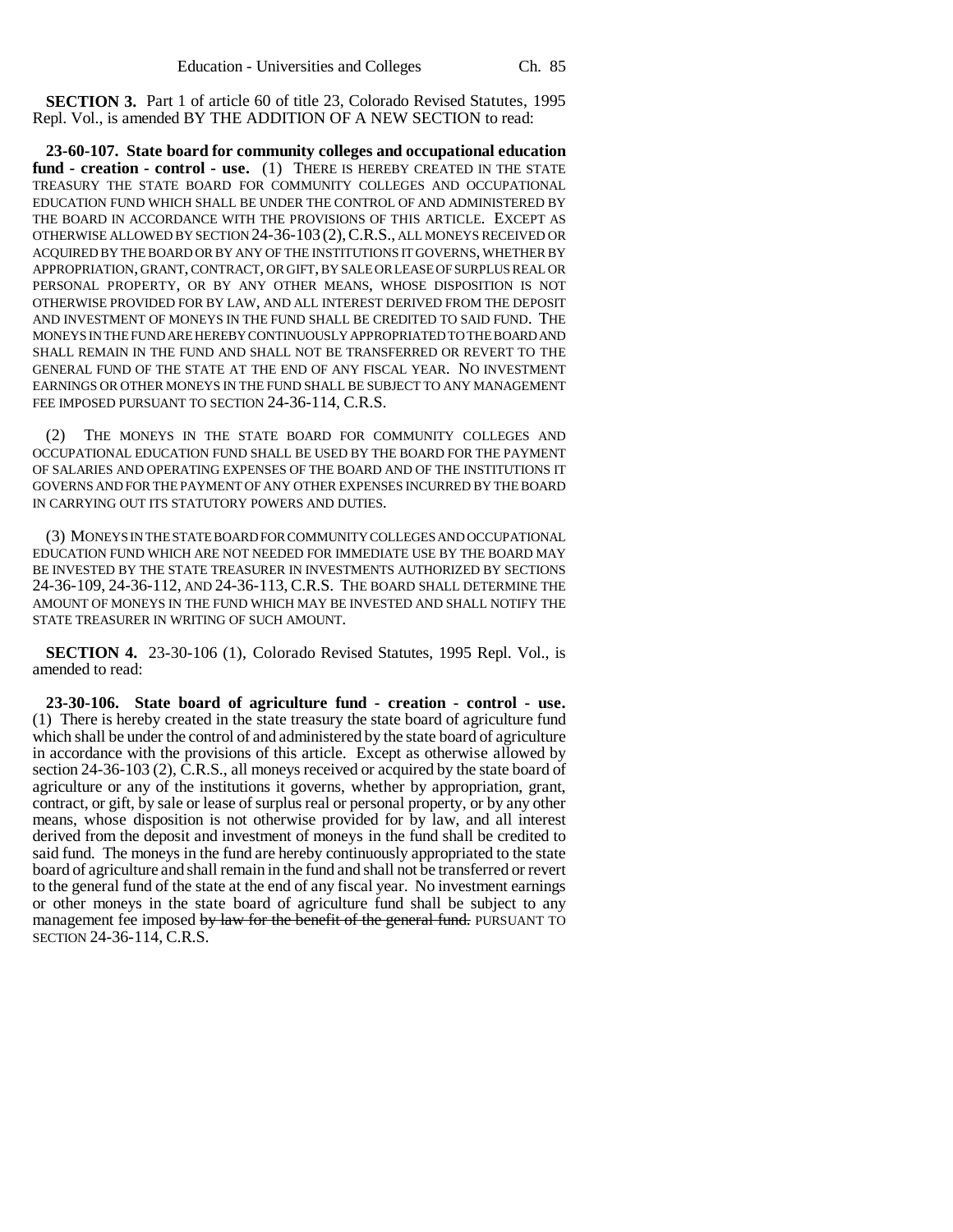**SECTION 3.** Part 1 of article 60 of title 23, Colorado Revised Statutes, 1995 Repl. Vol., is amended BY THE ADDITION OF A NEW SECTION to read:

**23-60-107. State board for community colleges and occupational education fund - creation - control - use.** (1) THERE IS HEREBY CREATED IN THE STATE TREASURY THE STATE BOARD FOR COMMUNITY COLLEGES AND OCCUPATIONAL EDUCATION FUND WHICH SHALL BE UNDER THE CONTROL OF AND ADMINISTERED BY THE BOARD IN ACCORDANCE WITH THE PROVISIONS OF THIS ARTICLE. EXCEPT AS OTHERWISE ALLOWED BY SECTION 24-36-103 (2), C.R.S., ALL MONEYS RECEIVED OR ACQUIRED BY THE BOARD OR BY ANY OF THE INSTITUTIONS IT GOVERNS, WHETHER BY APPROPRIATION, GRANT, CONTRACT, OR GIFT, BY SALE OR LEASE OF SURPLUS REAL OR PERSONAL PROPERTY, OR BY ANY OTHER MEANS, WHOSE DISPOSITION IS NOT OTHERWISE PROVIDED FOR BY LAW, AND ALL INTEREST DERIVED FROM THE DEPOSIT AND INVESTMENT OF MONEYS IN THE FUND SHALL BE CREDITED TO SAID FUND. THE MONEYS IN THE FUND ARE HEREBY CONTINUOUSLY APPROPRIATED TO THE BOARD AND SHALL REMAIN IN THE FUND AND SHALL NOT BE TRANSFERRED OR REVERT TO THE GENERAL FUND OF THE STATE AT THE END OF ANY FISCAL YEAR. NO INVESTMENT EARNINGS OR OTHER MONEYS IN THE FUND SHALL BE SUBJECT TO ANY MANAGEMENT FEE IMPOSED PURSUANT TO SECTION 24-36-114, C.R.S.

(2) THE MONEYS IN THE STATE BOARD FOR COMMUNITY COLLEGES AND OCCUPATIONAL EDUCATION FUND SHALL BE USED BY THE BOARD FOR THE PAYMENT OF SALARIES AND OPERATING EXPENSES OF THE BOARD AND OF THE INSTITUTIONS IT GOVERNS AND FOR THE PAYMENT OF ANY OTHER EXPENSES INCURRED BY THE BOARD IN CARRYING OUT ITS STATUTORY POWERS AND DUTIES.

(3) MONEYS IN THE STATE BOARD FOR COMMUNITY COLLEGES AND OCCUPATIONAL EDUCATION FUND WHICH ARE NOT NEEDED FOR IMMEDIATE USE BY THE BOARD MAY BE INVESTED BY THE STATE TREASURER IN INVESTMENTS AUTHORIZED BY SECTIONS 24-36-109, 24-36-112, AND 24-36-113, C.R.S. THE BOARD SHALL DETERMINE THE AMOUNT OF MONEYS IN THE FUND WHICH MAY BE INVESTED AND SHALL NOTIFY THE STATE TREASURER IN WRITING OF SUCH AMOUNT.

**SECTION 4.** 23-30-106 (1), Colorado Revised Statutes, 1995 Repl. Vol., is amended to read:

**23-30-106. State board of agriculture fund - creation - control - use.** (1) There is hereby created in the state treasury the state board of agriculture fund which shall be under the control of and administered by the state board of agriculture in accordance with the provisions of this article. Except as otherwise allowed by section 24-36-103 (2), C.R.S., all moneys received or acquired by the state board of agriculture or any of the institutions it governs, whether by appropriation, grant, contract, or gift, by sale or lease of surplus real or personal property, or by any other means, whose disposition is not otherwise provided for by law, and all interest derived from the deposit and investment of moneys in the fund shall be credited to said fund. The moneys in the fund are hereby continuously appropriated to the state board of agriculture and shall remain in the fund and shall not be transferred or revert to the general fund of the state at the end of any fiscal year. No investment earnings or other moneys in the state board of agriculture fund shall be subject to any management fee imposed ~~by law for the benefit of the general fund.~~ PURSUANT TO SECTION 24-36-114, C.R.S.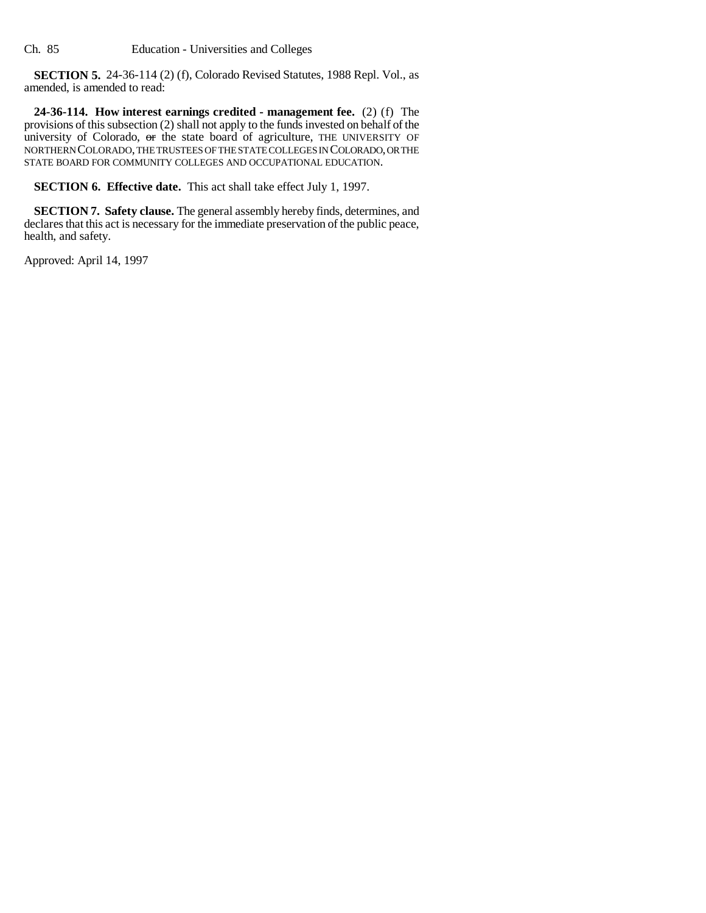**SECTION 5.** 24-36-114 (2) (f), Colorado Revised Statutes, 1988 Repl. Vol., as amended, is amended to read:

**24-36-114. How interest earnings credited - management fee.** (2) (f) The provisions of this subsection (2) shall not apply to the funds invested on behalf of the university of Colorado, ~~or~~ the state board of agriculture, THE UNIVERSITY OF NORTHERN COLORADO, THE TRUSTEES OF THE STATE COLLEGES IN COLORADO, OR THE STATE BOARD FOR COMMUNITY COLLEGES AND OCCUPATIONAL EDUCATION.

**SECTION 6. Effective date.** This act shall take effect July 1, 1997.

**SECTION 7. Safety clause.** The general assembly hereby finds, determines, and declares that this act is necessary for the immediate preservation of the public peace, health, and safety.

Approved: April 14, 1997